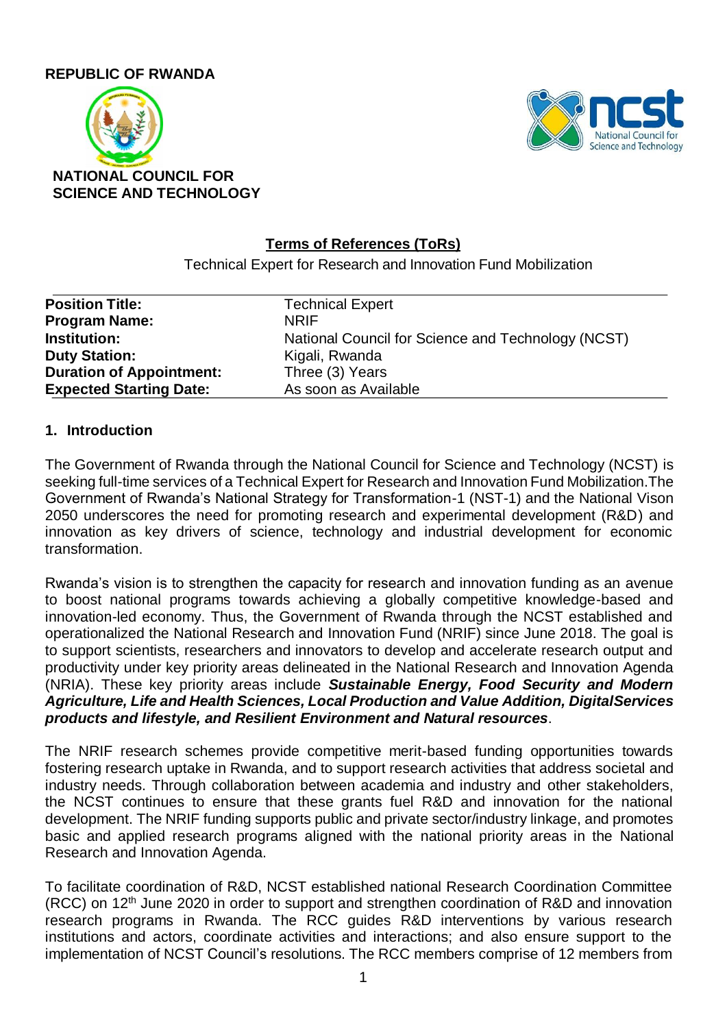**REPUBLIC OF RWANDA**

**NATIONAL COUNCIL FOR SCIENCE AND TECHNOLOGY**

## Terms of References (ToRs)

Technical Expert for Research and Innovation Fund Mobilization

| | |
|---|---|
| **Position Title:** | Technical Expert |
| **Program Name:** | NRIF |
| **Institution:** | National Council for Science and Technology (NCST) |
| **Duty Station:** | Kigali, Rwanda |
| **Duration of Appointment:** | Three (3) Years |
| **Expected Starting Date:** | As soon as Available |

### 1. Introduction

The Government of Rwanda through the National Council for Science and Technology (NCST) is seeking full-time services of a Technical Expert for Research and Innovation Fund Mobilization.The Government of Rwanda's National Strategy for Transformation-1 (NST-1) and the National Vison 2050 underscores the need for promoting research and experimental development (R&D) and innovation as key drivers of science, technology and industrial development for economic transformation.

Rwanda's vision is to strengthen the capacity for research and innovation funding as an avenue to boost national programs towards achieving a globally competitive knowledge-based and innovation-led economy. Thus, the Government of Rwanda through the NCST established and operationalized the National Research and Innovation Fund (NRIF) since June 2018. The goal is to support scientists, researchers and innovators to develop and accelerate research output and productivity under key priority areas delineated in the National Research and Innovation Agenda (NRIA). These key priority areas include ***Sustainable Energy, Food Security and Modern Agriculture, Life and Health Sciences, Local Production and Value Addition, DigitalServices products and lifestyle, and Resilient Environment and Natural resources***.

The NRIF research schemes provide competitive merit-based funding opportunities towards fostering research uptake in Rwanda, and to support research activities that address societal and industry needs. Through collaboration between academia and industry and other stakeholders, the NCST continues to ensure that these grants fuel R&D and innovation for the national development. The NRIF funding supports public and private sector/industry linkage, and promotes basic and applied research programs aligned with the national priority areas in the National Research and Innovation Agenda.

To facilitate coordination of R&D, NCST established national Research Coordination Committee (RCC) on 12th June 2020 in order to support and strengthen coordination of R&D and innovation research programs in Rwanda. The RCC guides R&D interventions by various research institutions and actors, coordinate activities and interactions; and also ensure support to the implementation of NCST Council's resolutions. The RCC members comprise of 12 members from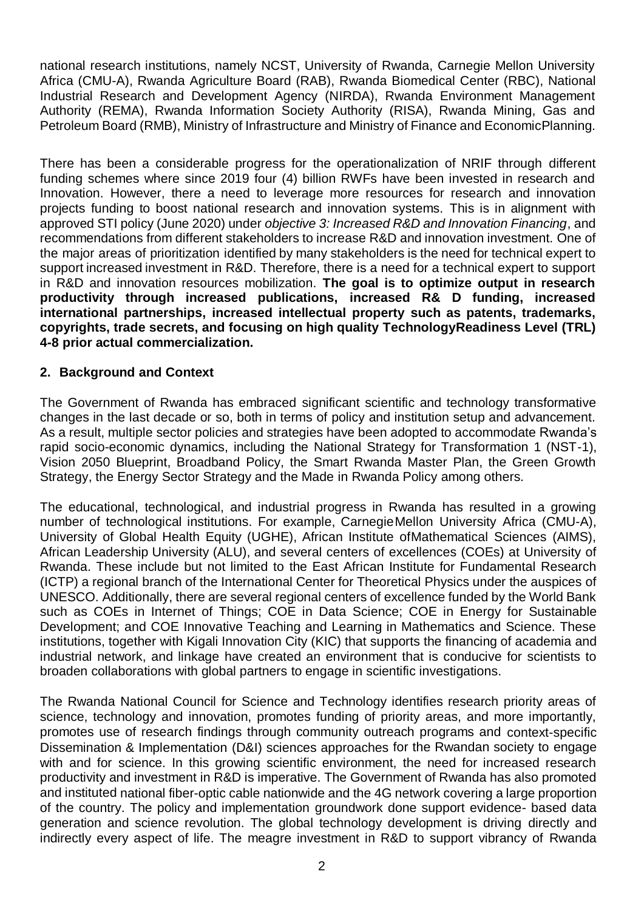national research institutions, namely NCST, University of Rwanda, Carnegie Mellon University Africa (CMU-A), Rwanda Agriculture Board (RAB), Rwanda Biomedical Center (RBC), National Industrial Research and Development Agency (NIRDA), Rwanda Environment Management Authority (REMA), Rwanda Information Society Authority (RISA), Rwanda Mining, Gas and Petroleum Board (RMB), Ministry of Infrastructure and Ministry of Finance and EconomicPlanning.

There has been a considerable progress for the operationalization of NRIF through different funding schemes where since 2019 four (4) billion RWFs have been invested in research and Innovation. However, there a need to leverage more resources for research and innovation projects funding to boost national research and innovation systems. This is in alignment with approved STI policy (June 2020) under *objective 3: Increased R&D and Innovation Financing*, and recommendations from different stakeholders to increase R&D and innovation investment. One of the major areas of prioritization identified by many stakeholders is the need for technical expert to support increased investment in R&D. Therefore, there is a need for a technical expert to support in R&D and innovation resources mobilization. **The goal is to optimize output in research productivity through increased publications, increased R& D funding, increased international partnerships, increased intellectual property such as patents, trademarks, copyrights, trade secrets, and focusing on high quality TechnologyReadiness Level (TRL) 4-8 prior actual commercialization.**

## 2. Background and Context

The Government of Rwanda has embraced significant scientific and technology transformative changes in the last decade or so, both in terms of policy and institution setup and advancement. As a result, multiple sector policies and strategies have been adopted to accommodate Rwanda's rapid socio-economic dynamics, including the National Strategy for Transformation 1 (NST-1), Vision 2050 Blueprint, Broadband Policy, the Smart Rwanda Master Plan, the Green Growth Strategy, the Energy Sector Strategy and the Made in Rwanda Policy among others.

The educational, technological, and industrial progress in Rwanda has resulted in a growing number of technological institutions. For example, CarnegieMellon University Africa (CMU-A), University of Global Health Equity (UGHE), African Institute ofMathematical Sciences (AIMS), African Leadership University (ALU), and several centers of excellences (COEs) at University of Rwanda. These include but not limited to the East African Institute for Fundamental Research (ICTP) a regional branch of the International Center for Theoretical Physics under the auspices of UNESCO. Additionally, there are several regional centers of excellence funded by the World Bank such as COEs in Internet of Things; COE in Data Science; COE in Energy for Sustainable Development; and COE Innovative Teaching and Learning in Mathematics and Science. These institutions, together with Kigali Innovation City (KIC) that supports the financing of academia and industrial network, and linkage have created an environment that is conducive for scientists to broaden collaborations with global partners to engage in scientific investigations.

The Rwanda National Council for Science and Technology identifies research priority areas of science, technology and innovation, promotes funding of priority areas, and more importantly, promotes use of research findings through community outreach programs and context-specific Dissemination & Implementation (D&I) sciences approaches for the Rwandan society to engage with and for science. In this growing scientific environment, the need for increased research productivity and investment in R&D is imperative. The Government of Rwanda has also promoted and instituted national fiber-optic cable nationwide and the 4G network covering a large proportion of the country. The policy and implementation groundwork done support evidence- based data generation and science revolution. The global technology development is driving directly and indirectly every aspect of life. The meagre investment in R&D to support vibrancy of Rwanda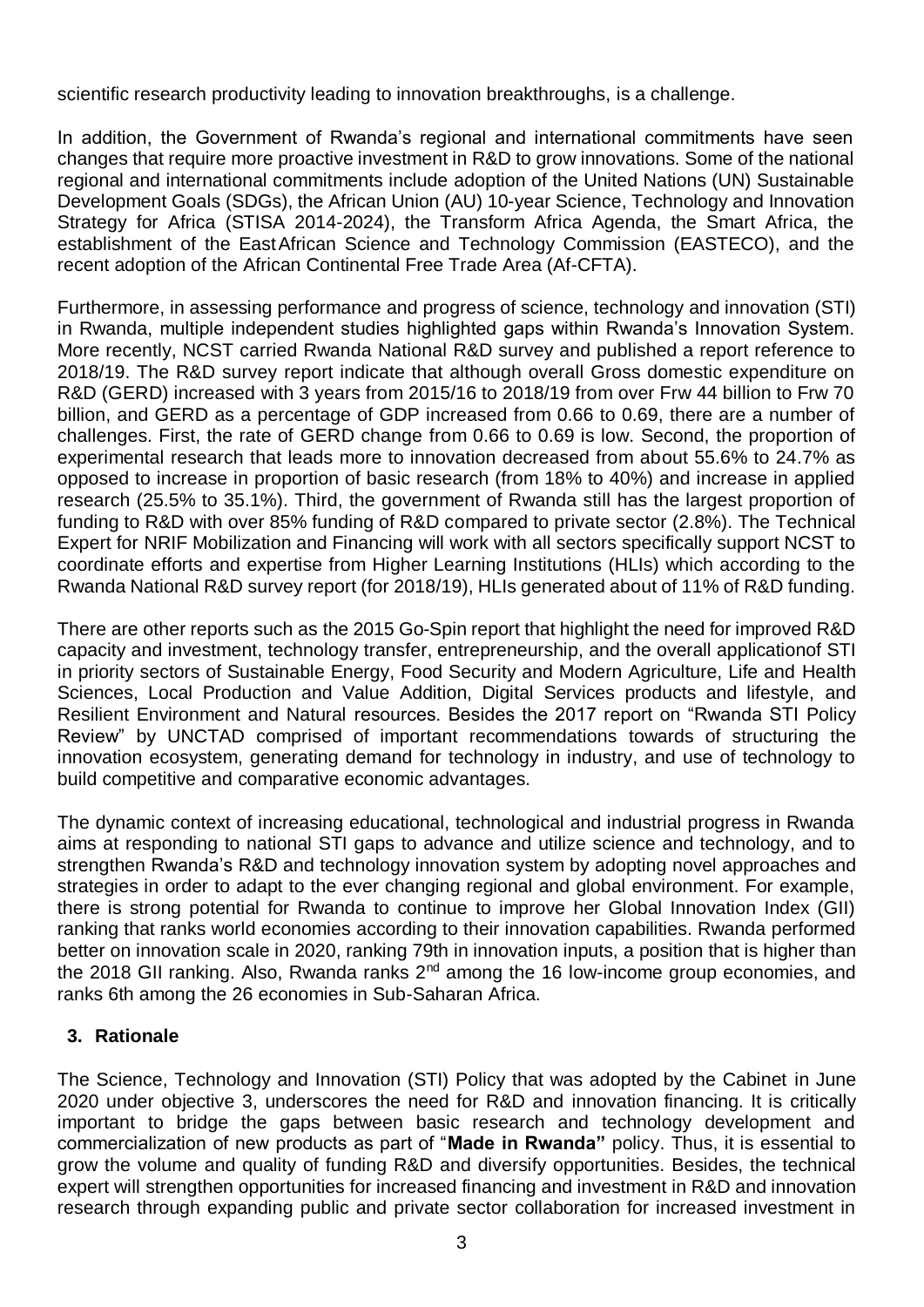scientific research productivity leading to innovation breakthroughs, is a challenge.

In addition, the Government of Rwanda's regional and international commitments have seen changes that require more proactive investment in R&D to grow innovations. Some of the national regional and international commitments include adoption of the United Nations (UN) Sustainable Development Goals (SDGs), the African Union (AU) 10-year Science, Technology and Innovation Strategy for Africa (STISA 2014-2024), the Transform Africa Agenda, the Smart Africa, the establishment of the East African Science and Technology Commission (EASTECO), and the recent adoption of the African Continental Free Trade Area (Af-CFTA).

Furthermore, in assessing performance and progress of science, technology and innovation (STI) in Rwanda, multiple independent studies highlighted gaps within Rwanda's Innovation System. More recently, NCST carried Rwanda National R&D survey and published a report reference to 2018/19. The R&D survey report indicate that although overall Gross domestic expenditure on R&D (GERD) increased with 3 years from 2015/16 to 2018/19 from over Frw 44 billion to Frw 70 billion, and GERD as a percentage of GDP increased from 0.66 to 0.69, there are a number of challenges. First, the rate of GERD change from 0.66 to 0.69 is low. Second, the proportion of experimental research that leads more to innovation decreased from about 55.6% to 24.7% as opposed to increase in proportion of basic research (from 18% to 40%) and increase in applied research (25.5% to 35.1%). Third, the government of Rwanda still has the largest proportion of funding to R&D with over 85% funding of R&D compared to private sector (2.8%). The Technical Expert for NRIF Mobilization and Financing will work with all sectors specifically support NCST to coordinate efforts and expertise from Higher Learning Institutions (HLIs) which according to the Rwanda National R&D survey report (for 2018/19), HLIs generated about of 11% of R&D funding.

There are other reports such as the 2015 Go-Spin report that highlight the need for improved R&D capacity and investment, technology transfer, entrepreneurship, and the overall applicationof STI in priority sectors of Sustainable Energy, Food Security and Modern Agriculture, Life and Health Sciences, Local Production and Value Addition, Digital Services products and lifestyle, and Resilient Environment and Natural resources. Besides the 2017 report on "Rwanda STI Policy Review" by UNCTAD comprised of important recommendations towards of structuring the innovation ecosystem, generating demand for technology in industry, and use of technology to build competitive and comparative economic advantages.

The dynamic context of increasing educational, technological and industrial progress in Rwanda aims at responding to national STI gaps to advance and utilize science and technology, and to strengthen Rwanda's R&D and technology innovation system by adopting novel approaches and strategies in order to adapt to the ever changing regional and global environment. For example, there is strong potential for Rwanda to continue to improve her Global Innovation Index (GII) ranking that ranks world economies according to their innovation capabilities. Rwanda performed better on innovation scale in 2020, ranking 79th in innovation inputs, a position that is higher than the 2018 GII ranking. Also, Rwanda ranks 2nd among the 16 low-income group economies, and ranks 6th among the 26 economies in Sub-Saharan Africa.

## 3. Rationale

The Science, Technology and Innovation (STI) Policy that was adopted by the Cabinet in June 2020 under objective 3, underscores the need for R&D and innovation financing. It is critically important to bridge the gaps between basic research and technology development and commercialization of new products as part of "**Made in Rwanda"** policy. Thus, it is essential to grow the volume and quality of funding R&D and diversify opportunities. Besides, the technical expert will strengthen opportunities for increased financing and investment in R&D and innovation research through expanding public and private sector collaboration for increased investment in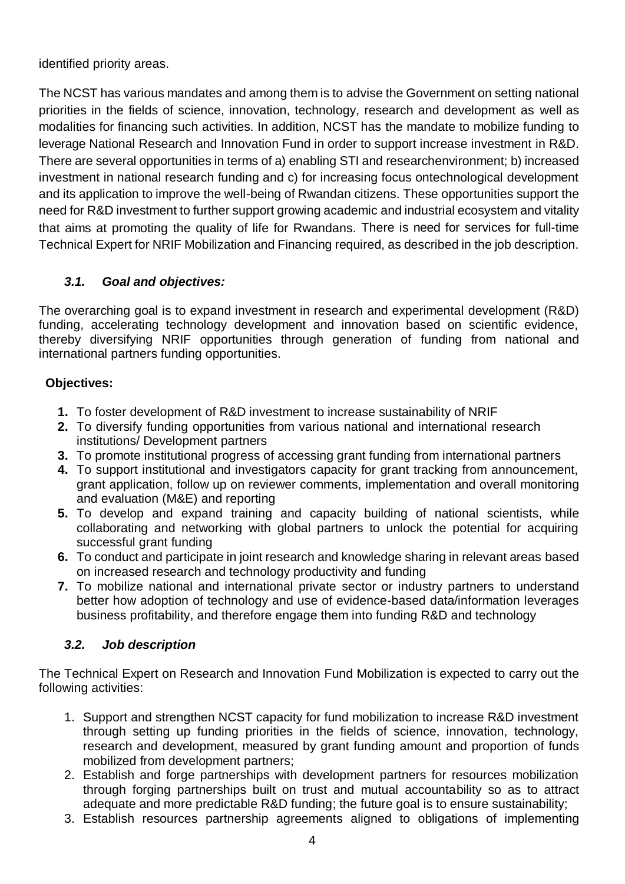identified priority areas.

The NCST has various mandates and among them is to advise the Government on setting national priorities in the fields of science, innovation, technology, research and development as well as modalities for financing such activities. In addition, NCST has the mandate to mobilize funding to leverage National Research and Innovation Fund in order to support increase investment in R&D. There are several opportunities in terms of a) enabling STI and researchenvironment; b) increased investment in national research funding and c) for increasing focus ontechnological development and its application to improve the well-being of Rwandan citizens. These opportunities support the need for R&D investment to further support growing academic and industrial ecosystem and vitality that aims at promoting the quality of life for Rwandans. There is need for services for full-time Technical Expert for NRIF Mobilization and Financing required, as described in the job description.

### *3.1. Goal and objectives:*

The overarching goal is to expand investment in research and experimental development (R&D) funding, accelerating technology development and innovation based on scientific evidence, thereby diversifying NRIF opportunities through generation of funding from national and international partners funding opportunities.

**Objectives:**

1. To foster development of R&D investment to increase sustainability of NRIF
2. To diversify funding opportunities from various national and international research institutions/ Development partners
3. To promote institutional progress of accessing grant funding from international partners
4. To support institutional and investigators capacity for grant tracking from announcement, grant application, follow up on reviewer comments, implementation and overall monitoring and evaluation (M&E) and reporting
5. To develop and expand training and capacity building of national scientists, while collaborating and networking with global partners to unlock the potential for acquiring successful grant funding
6. To conduct and participate in joint research and knowledge sharing in relevant areas based on increased research and technology productivity and funding
7. To mobilize national and international private sector or industry partners to understand better how adoption of technology and use of evidence-based data/information leverages business profitability, and therefore engage them into funding R&D and technology

### *3.2. Job description*

The Technical Expert on Research and Innovation Fund Mobilization is expected to carry out the following activities:

1. Support and strengthen NCST capacity for fund mobilization to increase R&D investment through setting up funding priorities in the fields of science, innovation, technology, research and development, measured by grant funding amount and proportion of funds mobilized from development partners;
2. Establish and forge partnerships with development partners for resources mobilization through forging partnerships built on trust and mutual accountability so as to attract adequate and more predictable R&D funding; the future goal is to ensure sustainability;
3. Establish resources partnership agreements aligned to obligations of implementing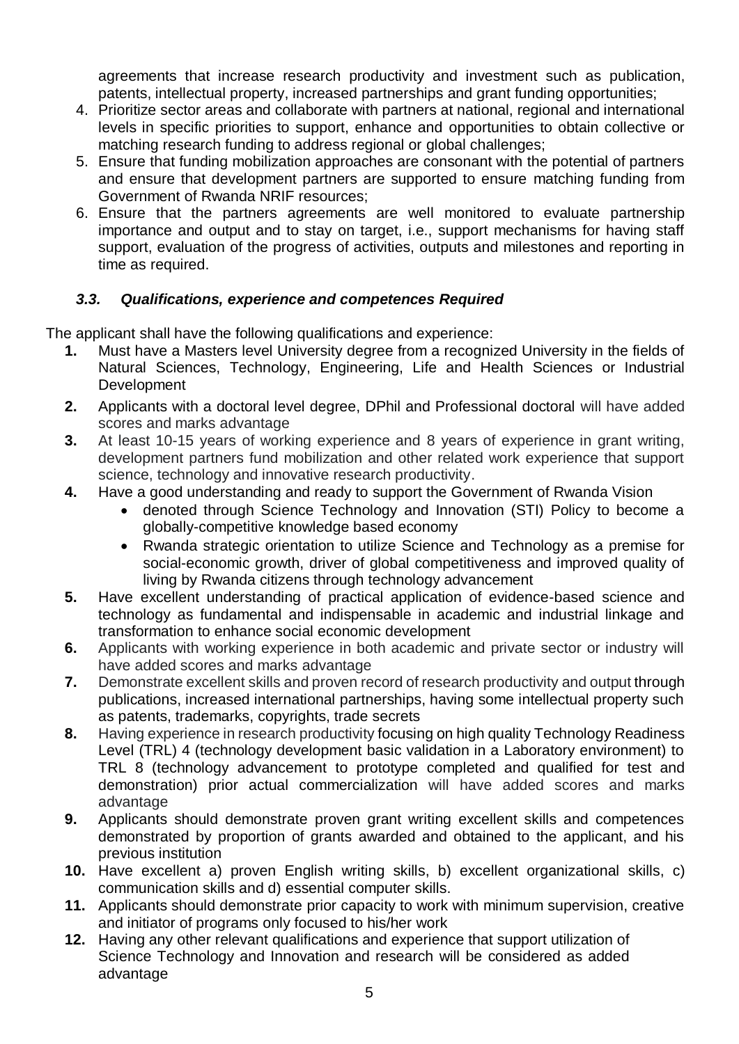agreements that increase research productivity and investment such as publication, patents, intellectual property, increased partnerships and grant funding opportunities;

4. Prioritize sector areas and collaborate with partners at national, regional and international levels in specific priorities to support, enhance and opportunities to obtain collective or matching research funding to address regional or global challenges;
5. Ensure that funding mobilization approaches are consonant with the potential of partners and ensure that development partners are supported to ensure matching funding from Government of Rwanda NRIF resources;
6. Ensure that the partners agreements are well monitored to evaluate partnership importance and output and to stay on target, i.e., support mechanisms for having staff support, evaluation of the progress of activities, outputs and milestones and reporting in time as required.

### *3.3. Qualifications, experience and competences Required*

The applicant shall have the following qualifications and experience:

1. Must have a Masters level University degree from a recognized University in the fields of Natural Sciences, Technology, Engineering, Life and Health Sciences or Industrial Development
2. Applicants with a doctoral level degree, DPhil and Professional doctoral will have added scores and marks advantage
3. At least 10-15 years of working experience and 8 years of experience in grant writing, development partners fund mobilization and other related work experience that support science, technology and innovative research productivity.
4. Have a good understanding and ready to support the Government of Rwanda Vision
   - denoted through Science Technology and Innovation (STI) Policy to become a globally-competitive knowledge based economy
   - Rwanda strategic orientation to utilize Science and Technology as a premise for social-economic growth, driver of global competitiveness and improved quality of living by Rwanda citizens through technology advancement
5. Have excellent understanding of practical application of evidence-based science and technology as fundamental and indispensable in academic and industrial linkage and transformation to enhance social economic development
6. Applicants with working experience in both academic and private sector or industry will have added scores and marks advantage
7. Demonstrate excellent skills and proven record of research productivity and output through publications, increased international partnerships, having some intellectual property such as patents, trademarks, copyrights, trade secrets
8. Having experience in research productivity focusing on high quality Technology Readiness Level (TRL) 4 (technology development basic validation in a Laboratory environment) to TRL 8 (technology advancement to prototype completed and qualified for test and demonstration) prior actual commercialization will have added scores and marks advantage
9. Applicants should demonstrate proven grant writing excellent skills and competences demonstrated by proportion of grants awarded and obtained to the applicant, and his previous institution
10. Have excellent a) proven English writing skills, b) excellent organizational skills, c) communication skills and d) essential computer skills.
11. Applicants should demonstrate prior capacity to work with minimum supervision, creative and initiator of programs only focused to his/her work
12. Having any other relevant qualifications and experience that support utilization of Science Technology and Innovation and research will be considered as added advantage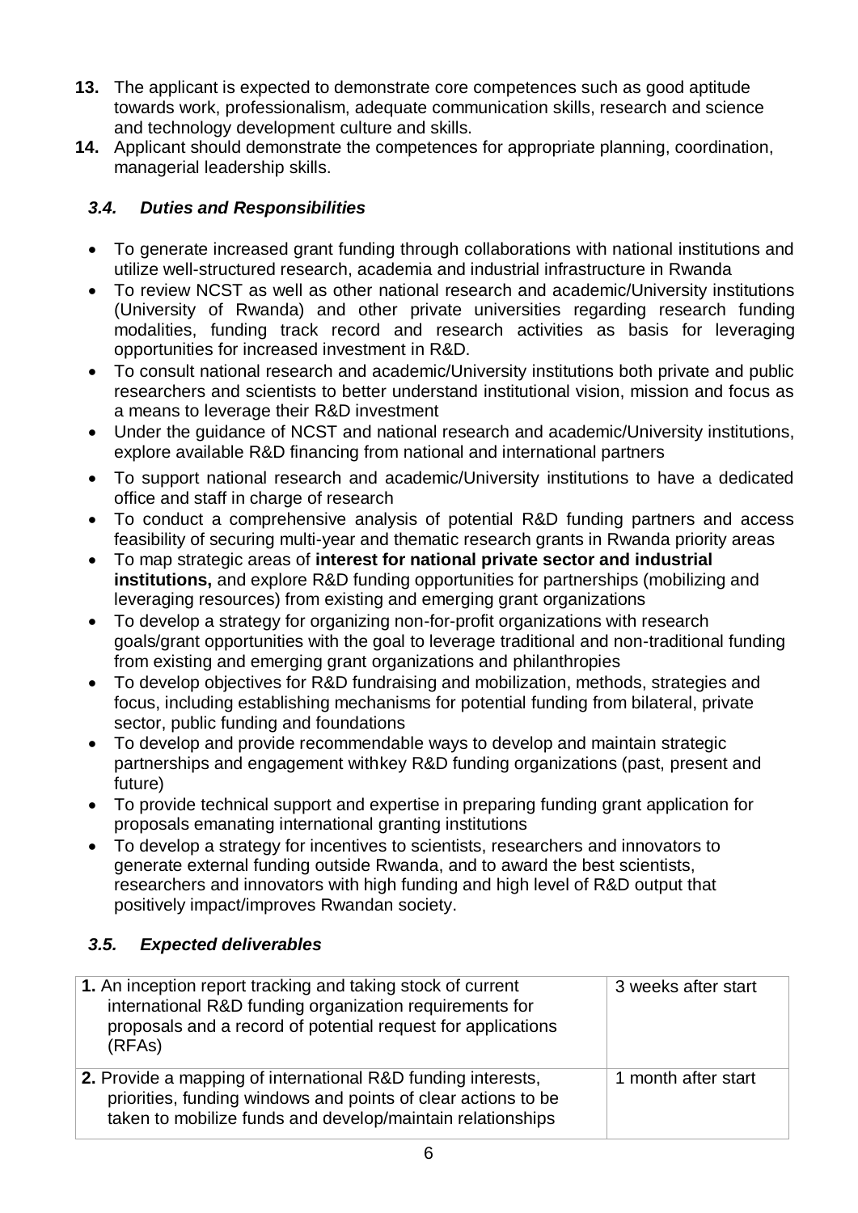13. The applicant is expected to demonstrate core competences such as good aptitude towards work, professionalism, adequate communication skills, research and science and technology development culture and skills.
14. Applicant should demonstrate the competences for appropriate planning, coordination, managerial leadership skills.

### *3.4. Duties and Responsibilities*

- To generate increased grant funding through collaborations with national institutions and utilize well-structured research, academia and industrial infrastructure in Rwanda
- To review NCST as well as other national research and academic/University institutions (University of Rwanda) and other private universities regarding research funding modalities, funding track record and research activities as basis for leveraging opportunities for increased investment in R&D.
- To consult national research and academic/University institutions both private and public researchers and scientists to better understand institutional vision, mission and focus as a means to leverage their R&D investment
- Under the guidance of NCST and national research and academic/University institutions, explore available R&D financing from national and international partners
- To support national research and academic/University institutions to have a dedicated office and staff in charge of research
- To conduct a comprehensive analysis of potential R&D funding partners and access feasibility of securing multi-year and thematic research grants in Rwanda priority areas
- To map strategic areas of **interest for national private sector and industrial institutions,** and explore R&D funding opportunities for partnerships (mobilizing and leveraging resources) from existing and emerging grant organizations
- To develop a strategy for organizing non-for-profit organizations with research goals/grant opportunities with the goal to leverage traditional and non-traditional funding from existing and emerging grant organizations and philanthropies
- To develop objectives for R&D fundraising and mobilization, methods, strategies and focus, including establishing mechanisms for potential funding from bilateral, private sector, public funding and foundations
- To develop and provide recommendable ways to develop and maintain strategic partnerships and engagement withkey R&D funding organizations (past, present and future)
- To provide technical support and expertise in preparing funding grant application for proposals emanating international granting institutions
- To develop a strategy for incentives to scientists, researchers and innovators to generate external funding outside Rwanda, and to award the best scientists, researchers and innovators with high funding and high level of R&D output that positively impact/improves Rwandan society.

### *3.5. Expected deliverables*

| | |
|---|---|
| **1.** An inception report tracking and taking stock of current international R&D funding organization requirements for proposals and a record of potential request for applications (RFAs) | 3 weeks after start |
| **2.** Provide a mapping of international R&D funding interests, priorities, funding windows and points of clear actions to be taken to mobilize funds and develop/maintain relationships | 1 month after start |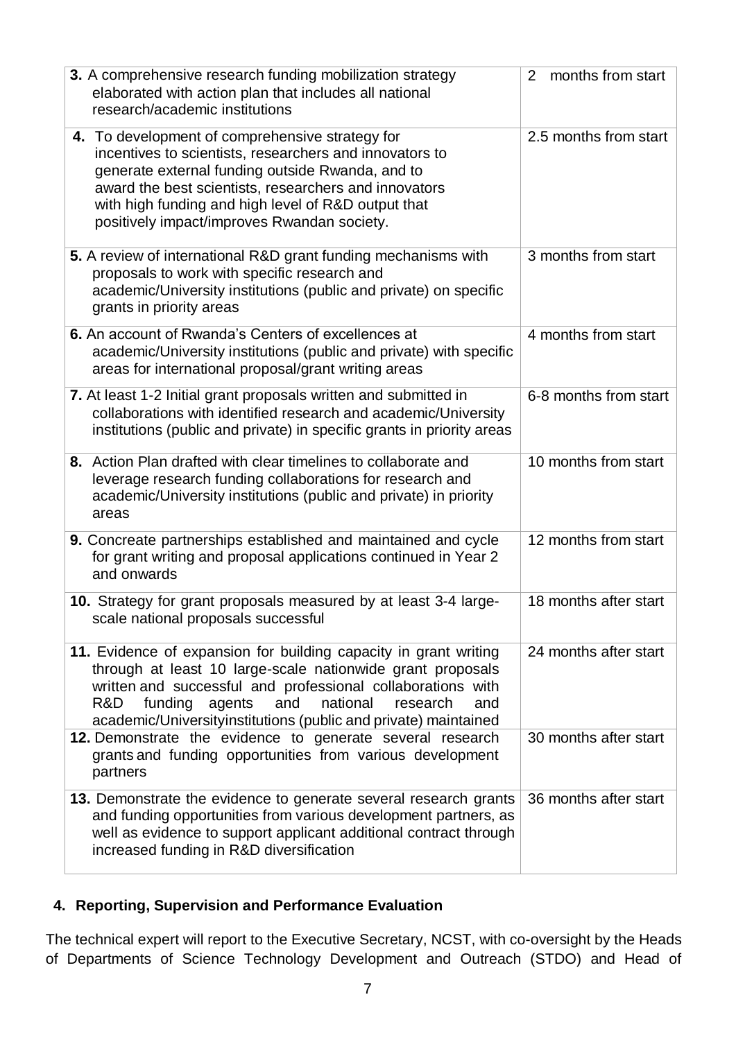| | |
|---|---|
| **3.** A comprehensive research funding mobilization strategy elaborated with action plan that includes all national research/academic institutions | 2 months from start |
| **4.** To development of comprehensive strategy for incentives to scientists, researchers and innovators to generate external funding outside Rwanda, and to award the best scientists, researchers and innovators with high funding and high level of R&D output that positively impact/improves Rwandan society. | 2.5 months from start |
| **5.** A review of international R&D grant funding mechanisms with proposals to work with specific research and academic/University institutions (public and private) on specific grants in priority areas | 3 months from start |
| **6.** An account of Rwanda's Centers of excellences at academic/University institutions (public and private) with specific areas for international proposal/grant writing areas | 4 months from start |
| **7.** At least 1-2 Initial grant proposals written and submitted in collaborations with identified research and academic/University institutions (public and private) in specific grants in priority areas | 6-8 months from start |
| **8.** Action Plan drafted with clear timelines to collaborate and leverage research funding collaborations for research and academic/University institutions (public and private) in priority areas | 10 months from start |
| **9.** Concreate partnerships established and maintained and cycle for grant writing and proposal applications continued in Year 2 and onwards | 12 months from start |
| **10.** Strategy for grant proposals measured by at least 3-4 large-scale national proposals successful | 18 months after start |
| **11.** Evidence of expansion for building capacity in grant writing through at least 10 large-scale nationwide grant proposals written and successful and professional collaborations with R&D funding agents and national research and academic/Universityinstitutions (public and private) maintained | 24 months after start |
| **12.** Demonstrate the evidence to generate several research grants and funding opportunities from various development partners | 30 months after start |
| **13.** Demonstrate the evidence to generate several research grants and funding opportunities from various development partners, as well as evidence to support applicant additional contract through increased funding in R&D diversification | 36 months after start |

## 4. Reporting, Supervision and Performance Evaluation

The technical expert will report to the Executive Secretary, NCST, with co-oversight by the Heads of Departments of Science Technology Development and Outreach (STDO) and Head of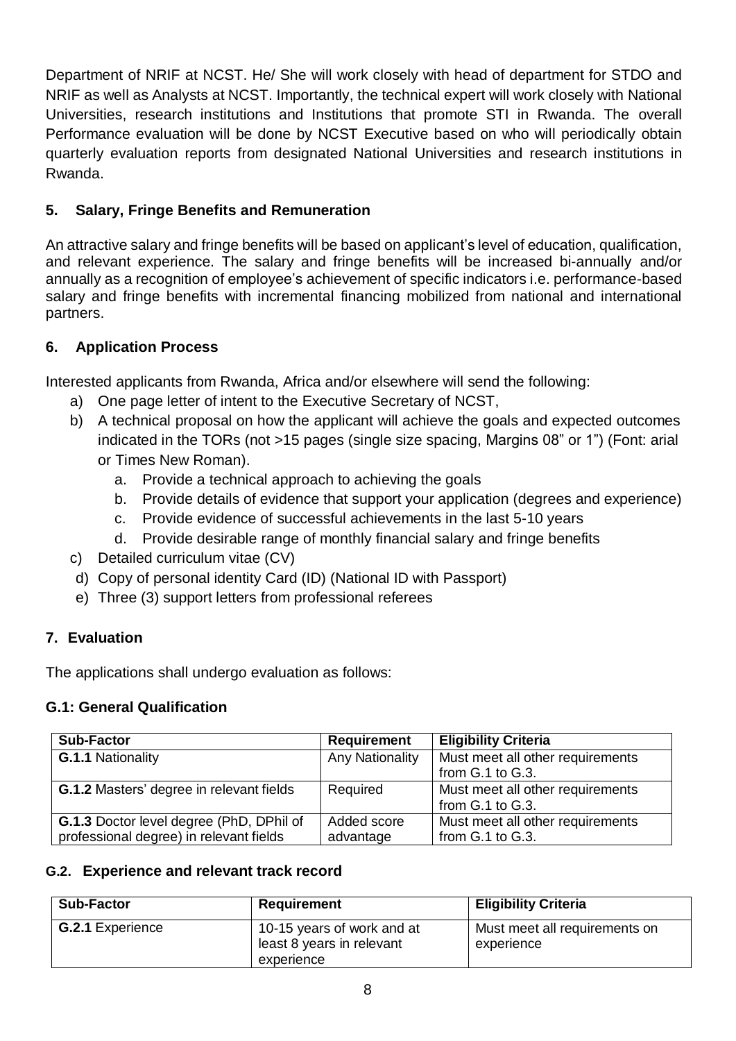Department of NRIF at NCST. He/ She will work closely with head of department for STDO and NRIF as well as Analysts at NCST. Importantly, the technical expert will work closely with National Universities, research institutions and Institutions that promote STI in Rwanda. The overall Performance evaluation will be done by NCST Executive based on who will periodically obtain quarterly evaluation reports from designated National Universities and research institutions in Rwanda.

## 5. Salary, Fringe Benefits and Remuneration

An attractive salary and fringe benefits will be based on applicant's level of education, qualification, and relevant experience. The salary and fringe benefits will be increased bi-annually and/or annually as a recognition of employee's achievement of specific indicators i.e. performance-based salary and fringe benefits with incremental financing mobilized from national and international partners.

## 6. Application Process

Interested applicants from Rwanda, Africa and/or elsewhere will send the following:

a) One page letter of intent to the Executive Secretary of NCST,
b) A technical proposal on how the applicant will achieve the goals and expected outcomes indicated in the TORs (not >15 pages (single size spacing, Margins 08" or 1") (Font: arial or Times New Roman).
    a. Provide a technical approach to achieving the goals
    b. Provide details of evidence that support your application (degrees and experience)
    c. Provide evidence of successful achievements in the last 5-10 years
    d. Provide desirable range of monthly financial salary and fringe benefits
c) Detailed curriculum vitae (CV)
d) Copy of personal identity Card (ID) (National ID with Passport)
e) Three (3) support letters from professional referees

## 7. Evaluation

The applications shall undergo evaluation as follows:

### G.1: General Qualification

| Sub-Factor | Requirement | Eligibility Criteria |
|---|---|---|
| **G.1.1** Nationality | Any Nationality | Must meet all other requirements from G.1 to G.3. |
| **G.1.2** Masters' degree in relevant fields | Required | Must meet all other requirements from G.1 to G.3. |
| **G.1.3** Doctor level degree (PhD, DPhil of professional degree) in relevant fields | Added score advantage | Must meet all other requirements from G.1 to G.3. |

### G.2. Experience and relevant track record

| Sub-Factor | Requirement | Eligibility Criteria |
|---|---|---|
| **G.2.1** Experience | 10-15 years of work and at least 8 years in relevant experience | Must meet all requirements on experience |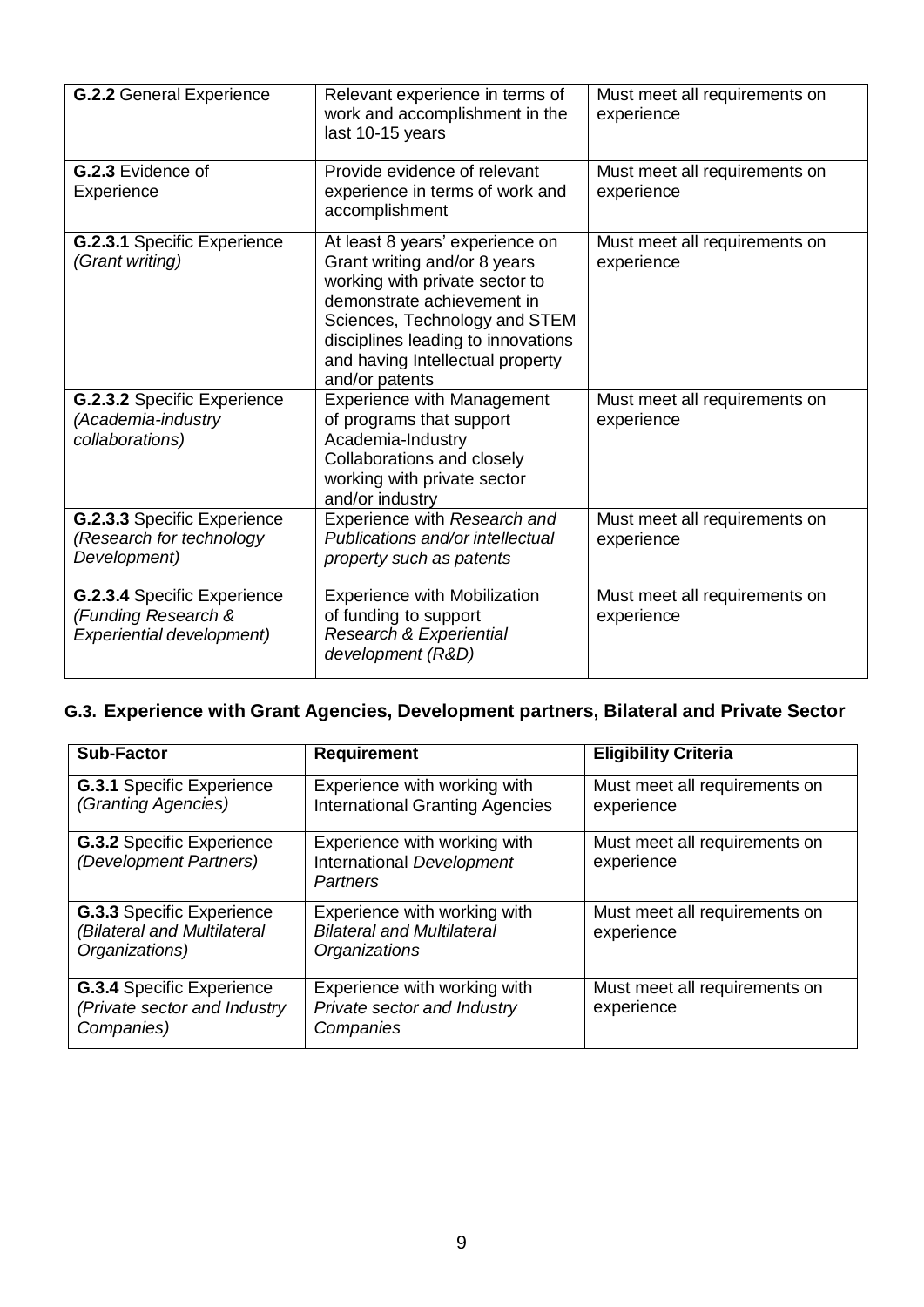| | | |
|---|---|---|
| **G.2.2** General Experience | Relevant experience in terms of work and accomplishment in the last 10-15 years | Must meet all requirements on experience |
| **G.2.3** Evidence of Experience | Provide evidence of relevant experience in terms of work and accomplishment | Must meet all requirements on experience |
| **G.2.3.1** Specific Experience *(Grant writing)* | At least 8 years' experience on Grant writing and/or 8 years working with private sector to demonstrate achievement in Sciences, Technology and STEM disciplines leading to innovations and having Intellectual property and/or patents | Must meet all requirements on experience |
| **G.2.3.2** Specific Experience *(Academia-industry collaborations)* | Experience with Management of programs that support Academia-Industry Collaborations and closely working with private sector and/or industry | Must meet all requirements on experience |
| **G.2.3.3** Specific Experience *(Research for technology Development)* | Experience with *Research and Publications and/or intellectual property such as patents* | Must meet all requirements on experience |
| **G.2.3.4** Specific Experience *(Funding Research & Experiential development)* | Experience with Mobilization of funding to support *Research & Experiential development (R&D)* | Must meet all requirements on experience |

## G.3. Experience with Grant Agencies, Development partners, Bilateral and Private Sector

| Sub-Factor | Requirement | Eligibility Criteria |
|---|---|---|
| **G.3.1** Specific Experience *(Granting Agencies)* | Experience with working with International Granting Agencies | Must meet all requirements on experience |
| **G.3.2** Specific Experience *(Development Partners)* | Experience with working with International *Development Partners* | Must meet all requirements on experience |
| **G.3.3** Specific Experience *(Bilateral and Multilateral Organizations)* | Experience with working with *Bilateral and Multilateral Organizations* | Must meet all requirements on experience |
| **G.3.4** Specific Experience *(Private sector and Industry Companies)* | Experience with working with *Private sector and Industry Companies* | Must meet all requirements on experience |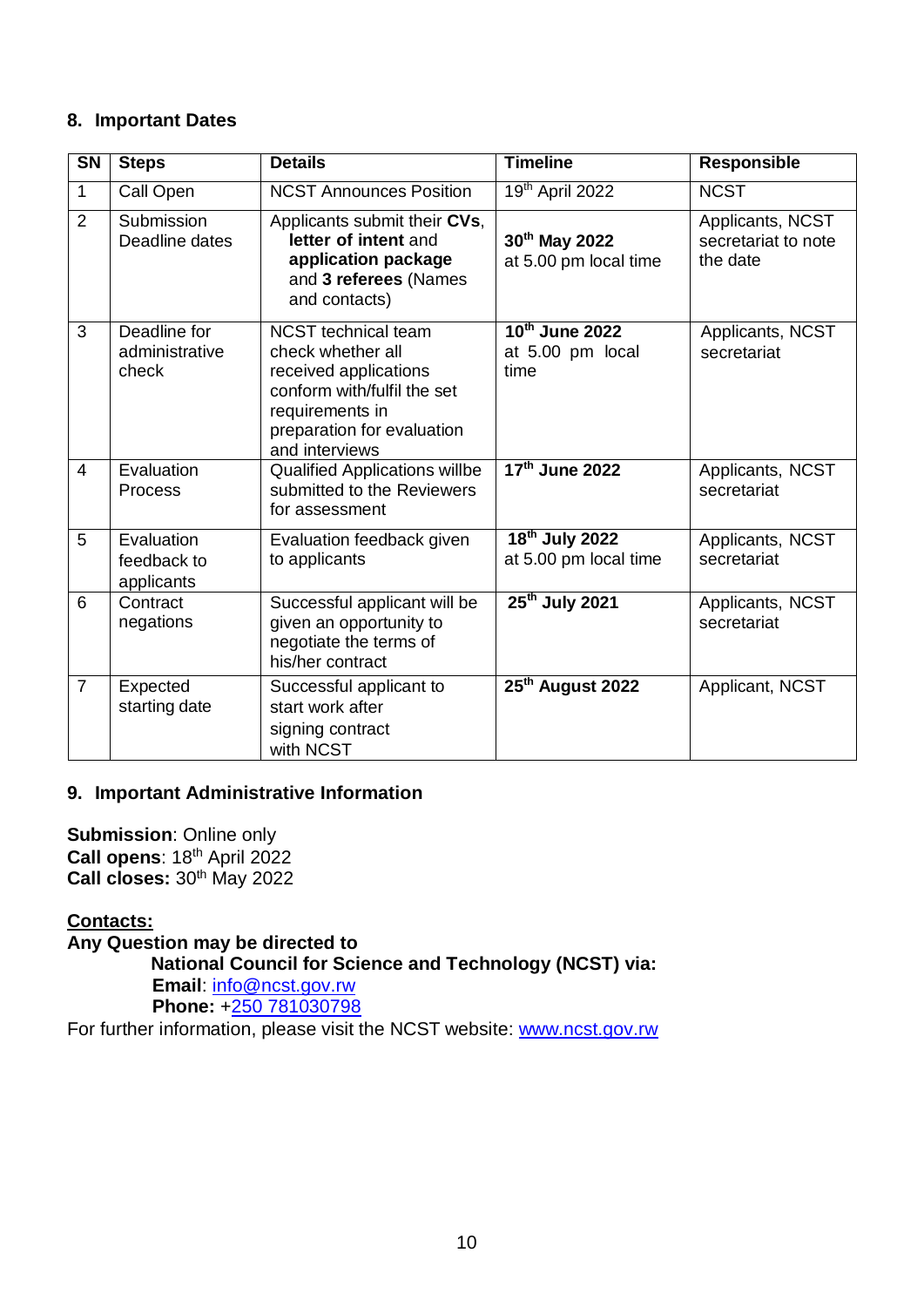## 8. Important Dates

| SN | Steps | Details | Timeline | Responsible |
|---|---|---|---|---|
| 1 | Call Open | NCST Announces Position | 19th April 2022 | NCST |
| 2 | Submission Deadline dates | Applicants submit their **CVs**, **letter of intent** and **application package** and **3 referees** (Names and contacts) | **30th May 2022** at 5.00 pm local time | Applicants, NCST secretariat to note the date |
| 3 | Deadline for administrative check | NCST technical team check whether all received applications conform with/fulfil the set requirements in preparation for evaluation and interviews | **10th June 2022** at 5.00 pm local time | Applicants, NCST secretariat |
| 4 | Evaluation Process | Qualified Applications willbe submitted to the Reviewers for assessment | **17th June 2022** | Applicants, NCST secretariat |
| 5 | Evaluation feedback to applicants | Evaluation feedback given to applicants | **18th July 2022** at 5.00 pm local time | Applicants, NCST secretariat |
| 6 | Contract negations | Successful applicant will be given an opportunity to negotiate the terms of his/her contract | **25th July 2021** | Applicants, NCST secretariat |
| 7 | Expected starting date | Successful applicant to start work after signing contract with NCST | **25th August 2022** | Applicant, NCST |

## 9. Important Administrative Information

**Submission**: Online only
**Call opens**: 18th April 2022
**Call closes:** 30th May 2022

**Contacts:**
**Any Question may be directed to**
**National Council for Science and Technology (NCST) via:**
**Email**: info@ncst.gov.rw
**Phone:** +250 781030798
For further information, please visit the NCST website: www.ncst.gov.rw